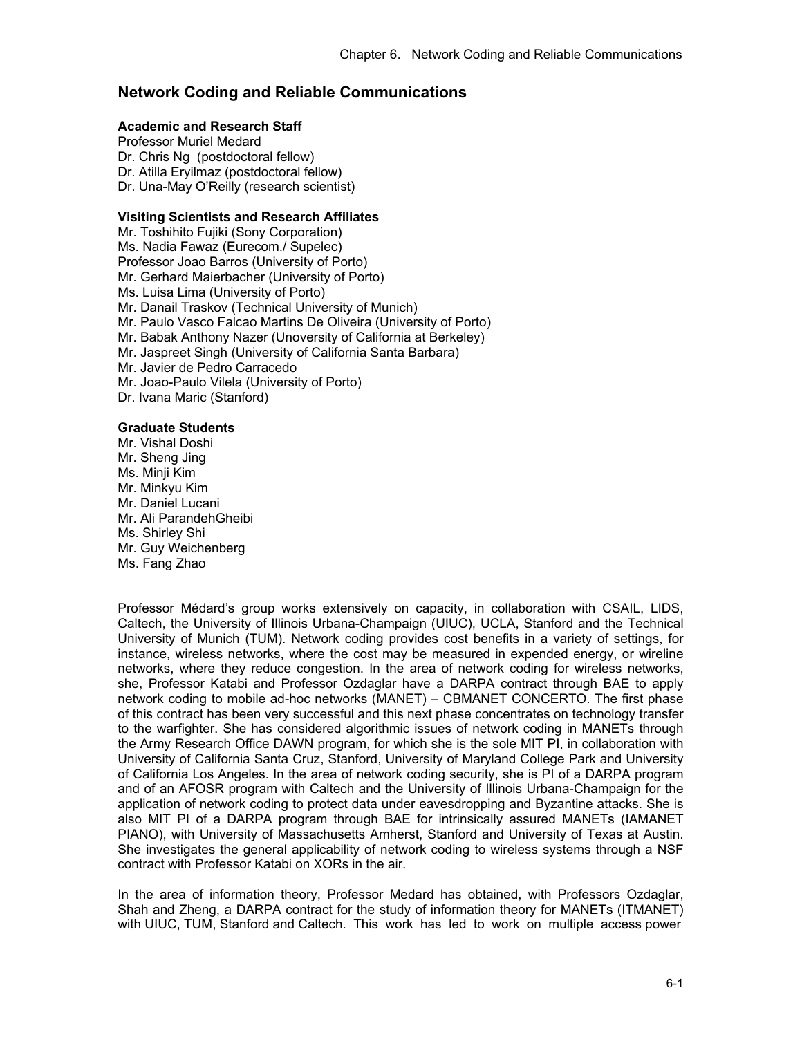# Network Coding and Reliable Communications

**Academic and Research Staff**

Professor Muriel Medard
Dr. Chris Ng (postdoctoral fellow)
Dr. Atilla Eryilmaz (postdoctoral fellow)
Dr. Una-May O'Reilly (research scientist)

**Visiting Scientists and Research Affiliates**

Mr. Toshihito Fujiki (Sony Corporation)
Ms. Nadia Fawaz (Eurecom./ Supelec)
Professor Joao Barros (University of Porto)
Mr. Gerhard Maierbacher (University of Porto)
Ms. Luisa Lima (University of Porto)
Mr. Danail Traskov (Technical University of Munich)
Mr. Paulo Vasco Falcao Martins De Oliveira (University of Porto)
Mr. Babak Anthony Nazer (Unoversity of California at Berkeley)
Mr. Jaspreet Singh (University of California Santa Barbara)
Mr. Javier de Pedro Carracedo
Mr. Joao-Paulo Vilela (University of Porto)
Dr. Ivana Maric (Stanford)

**Graduate Students**

Mr. Vishal Doshi
Mr. Sheng Jing
Ms. Minji Kim
Mr. Minkyu Kim
Mr. Daniel Lucani
Mr. Ali ParandehGheibi
Ms. Shirley Shi
Mr. Guy Weichenberg
Ms. Fang Zhao

Professor Médard's group works extensively on capacity, in collaboration with CSAIL, LIDS, Caltech, the University of Illinois Urbana-Champaign (UIUC), UCLA, Stanford and the Technical University of Munich (TUM). Network coding provides cost benefits in a variety of settings, for instance, wireless networks, where the cost may be measured in expended energy, or wireline networks, where they reduce congestion. In the area of network coding for wireless networks, she, Professor Katabi and Professor Ozdaglar have a DARPA contract through BAE to apply network coding to mobile ad-hoc networks (MANET) – CBMANET CONCERTO. The first phase of this contract has been very successful and this next phase concentrates on technology transfer to the warfighter. She has considered algorithmic issues of network coding in MANETs through the Army Research Office DAWN program, for which she is the sole MIT PI, in collaboration with University of California Santa Cruz, Stanford, University of Maryland College Park and University of California Los Angeles. In the area of network coding security, she is PI of a DARPA program and of an AFOSR program with Caltech and the University of Illinois Urbana-Champaign for the application of network coding to protect data under eavesdropping and Byzantine attacks. She is also MIT PI of a DARPA program through BAE for intrinsically assured MANETs (IAMANET PIANO), with University of Massachusetts Amherst, Stanford and University of Texas at Austin. She investigates the general applicability of network coding to wireless systems through a NSF contract with Professor Katabi on XORs in the air.

In the area of information theory, Professor Medard has obtained, with Professors Ozdaglar, Shah and Zheng, a DARPA contract for the study of information theory for MANETs (ITMANET) with UIUC, TUM, Stanford and Caltech. This work has led to work on multiple access power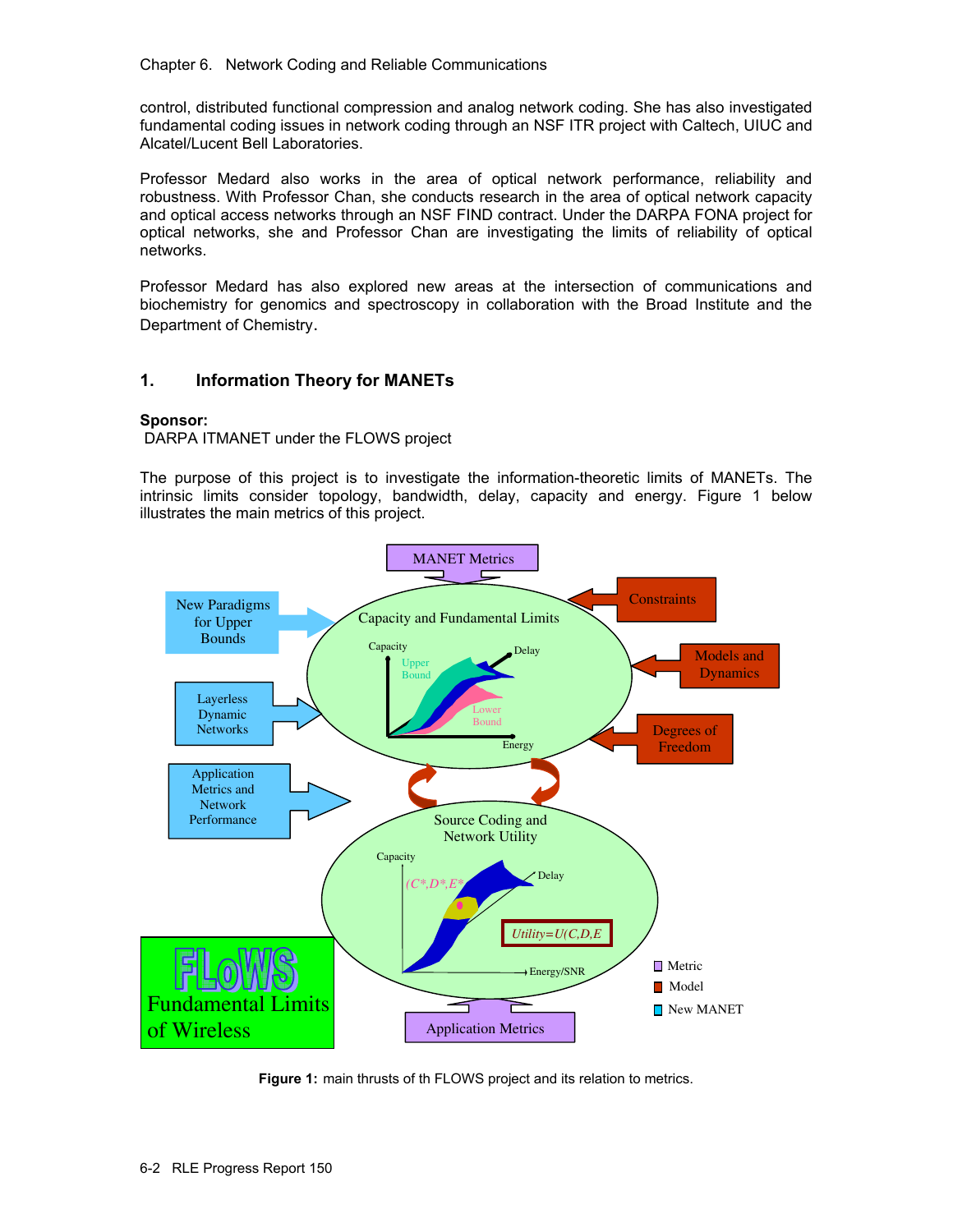control, distributed functional compression and analog network coding. She has also investigated fundamental coding issues in network coding through an NSF ITR project with Caltech, UIUC and Alcatel/Lucent Bell Laboratories.

Professor Medard also works in the area of optical network performance, reliability and robustness. With Professor Chan, she conducts research in the area of optical network capacity and optical access networks through an NSF FIND contract. Under the DARPA FONA project for optical networks, she and Professor Chan are investigating the limits of reliability of optical networks.

Professor Medard has also explored new areas at the intersection of communications and biochemistry for genomics and spectroscopy in collaboration with the Broad Institute and the Department of Chemistry.

## 1. Information Theory for MANETs

**Sponsor:**
DARPA ITMANET under the FLOWS project

The purpose of this project is to investigate the information-theoretic limits of MANETs. The intrinsic limits consider topology, bandwidth, delay, capacity and energy. Figure 1 below illustrates the main metrics of this project.

**Figure 1:** main thrusts of th FLOWS project and its relation to metrics.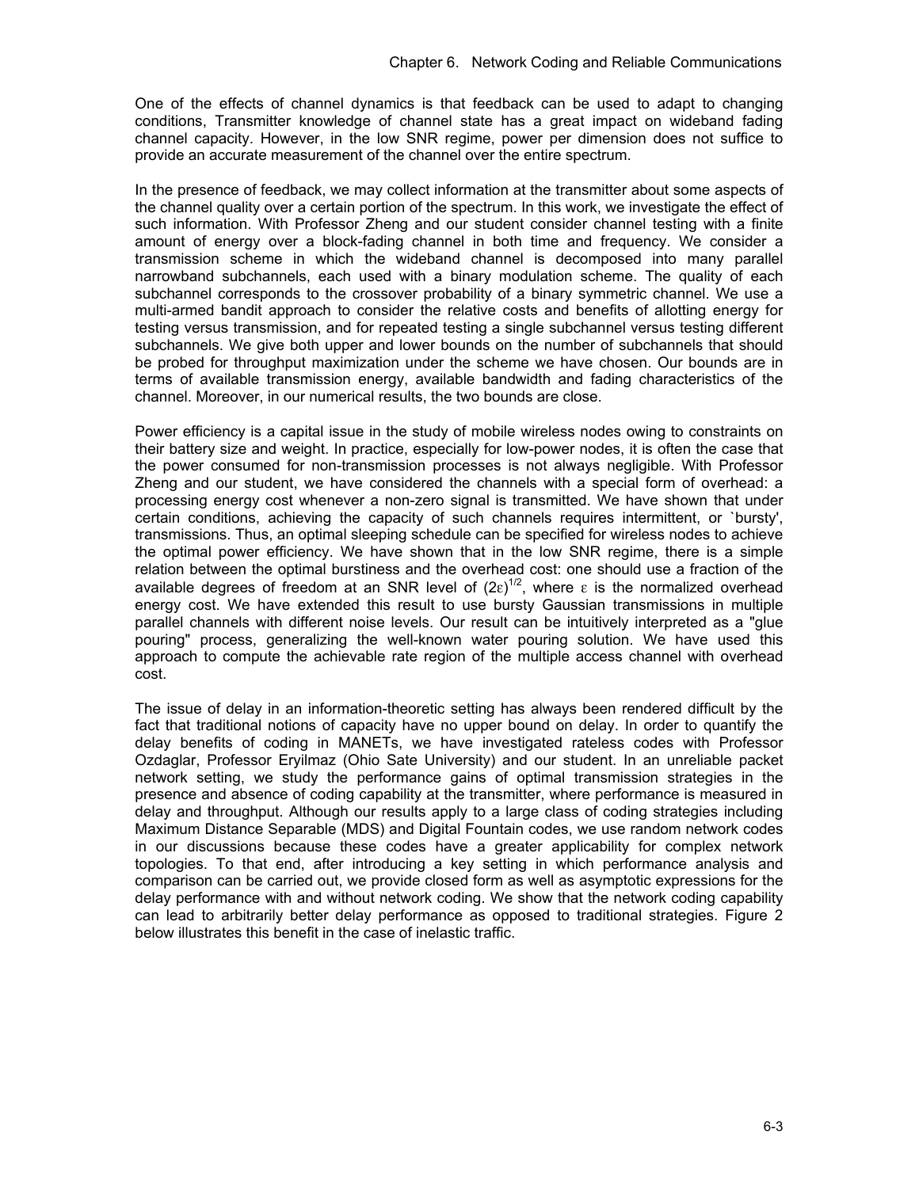One of the effects of channel dynamics is that feedback can be used to adapt to changing conditions, Transmitter knowledge of channel state has a great impact on wideband fading channel capacity. However, in the low SNR regime, power per dimension does not suffice to provide an accurate measurement of the channel over the entire spectrum.

In the presence of feedback, we may collect information at the transmitter about some aspects of the channel quality over a certain portion of the spectrum. In this work, we investigate the effect of such information. With Professor Zheng and our student consider channel testing with a finite amount of energy over a block-fading channel in both time and frequency. We consider a transmission scheme in which the wideband channel is decomposed into many parallel narrowband subchannels, each used with a binary modulation scheme. The quality of each subchannel corresponds to the crossover probability of a binary symmetric channel. We use a multi-armed bandit approach to consider the relative costs and benefits of allotting energy for testing versus transmission, and for repeated testing a single subchannel versus testing different subchannels. We give both upper and lower bounds on the number of subchannels that should be probed for throughput maximization under the scheme we have chosen. Our bounds are in terms of available transmission energy, available bandwidth and fading characteristics of the channel. Moreover, in our numerical results, the two bounds are close.

Power efficiency is a capital issue in the study of mobile wireless nodes owing to constraints on their battery size and weight. In practice, especially for low-power nodes, it is often the case that the power consumed for non-transmission processes is not always negligible. With Professor Zheng and our student, we have considered the channels with a special form of overhead: a processing energy cost whenever a non-zero signal is transmitted. We have shown that under certain conditions, achieving the capacity of such channels requires intermittent, or `bursty', transmissions. Thus, an optimal sleeping schedule can be specified for wireless nodes to achieve the optimal power efficiency. We have shown that in the low SNR regime, there is a simple relation between the optimal burstiness and the overhead cost: one should use a fraction of the available degrees of freedom at an SNR level of $(2\varepsilon)^{1/2}$, where $\varepsilon$ is the normalized overhead energy cost. We have extended this result to use bursty Gaussian transmissions in multiple parallel channels with different noise levels. Our result can be intuitively interpreted as a "glue pouring" process, generalizing the well-known water pouring solution. We have used this approach to compute the achievable rate region of the multiple access channel with overhead cost.

The issue of delay in an information-theoretic setting has always been rendered difficult by the fact that traditional notions of capacity have no upper bound on delay. In order to quantify the delay benefits of coding in MANETs, we have investigated rateless codes with Professor Ozdaglar, Professor Eryilmaz (Ohio Sate University) and our student. In an unreliable packet network setting, we study the performance gains of optimal transmission strategies in the presence and absence of coding capability at the transmitter, where performance is measured in delay and throughput. Although our results apply to a large class of coding strategies including Maximum Distance Separable (MDS) and Digital Fountain codes, we use random network codes in our discussions because these codes have a greater applicability for complex network topologies. To that end, after introducing a key setting in which performance analysis and comparison can be carried out, we provide closed form as well as asymptotic expressions for the delay performance with and without network coding. We show that the network coding capability can lead to arbitrarily better delay performance as opposed to traditional strategies. Figure 2 below illustrates this benefit in the case of inelastic traffic.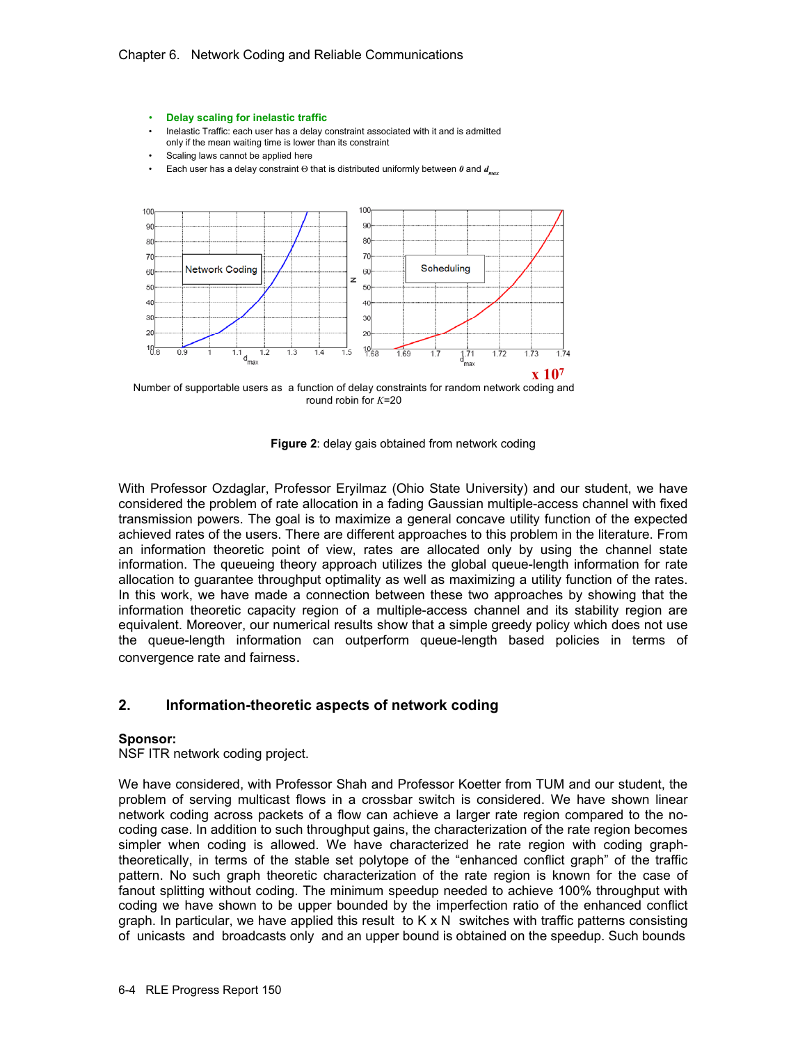- **Delay scaling for inelastic traffic**
- Inelastic Traffic: each user has a delay constraint associated with it and is admitted only if the mean waiting time is lower than its constraint
- Scaling laws cannot be applied here
- Each user has a delay constraint Θ that is distributed uniformly between $0$ and $d_{max}$

Number of supportable users as a function of delay constraints for random network coding and round robin for $K$=20

**Figure 2**: delay gais obtained from network coding

With Professor Ozdaglar, Professor Eryilmaz (Ohio State University) and our student, we have considered the problem of rate allocation in a fading Gaussian multiple-access channel with fixed transmission powers. The goal is to maximize a general concave utility function of the expected achieved rates of the users. There are different approaches to this problem in the literature. From an information theoretic point of view, rates are allocated only by using the channel state information. The queueing theory approach utilizes the global queue-length information for rate allocation to guarantee throughput optimality as well as maximizing a utility function of the rates. In this work, we have made a connection between these two approaches by showing that the information theoretic capacity region of a multiple-access channel and its stability region are equivalent. Moreover, our numerical results show that a simple greedy policy which does not use the queue-length information can outperform queue-length based policies in terms of convergence rate and fairness.

## 2. Information-theoretic aspects of network coding

**Sponsor:**
NSF ITR network coding project.

We have considered, with Professor Shah and Professor Koetter from TUM and our student, the problem of serving multicast flows in a crossbar switch is considered. We have shown linear network coding across packets of a flow can achieve a larger rate region compared to the no-coding case. In addition to such throughput gains, the characterization of the rate region becomes simpler when coding is allowed. We have characterized he rate region with coding graph-theoretically, in terms of the stable set polytope of the "enhanced conflict graph" of the traffic pattern. No such graph theoretic characterization of the rate region is known for the case of fanout splitting without coding. The minimum speedup needed to achieve 100% throughput with coding we have shown to be upper bounded by the imperfection ratio of the enhanced conflict graph. In particular, we have applied this result to K x N switches with traffic patterns consisting of unicasts and broadcasts only and an upper bound is obtained on the speedup. Such bounds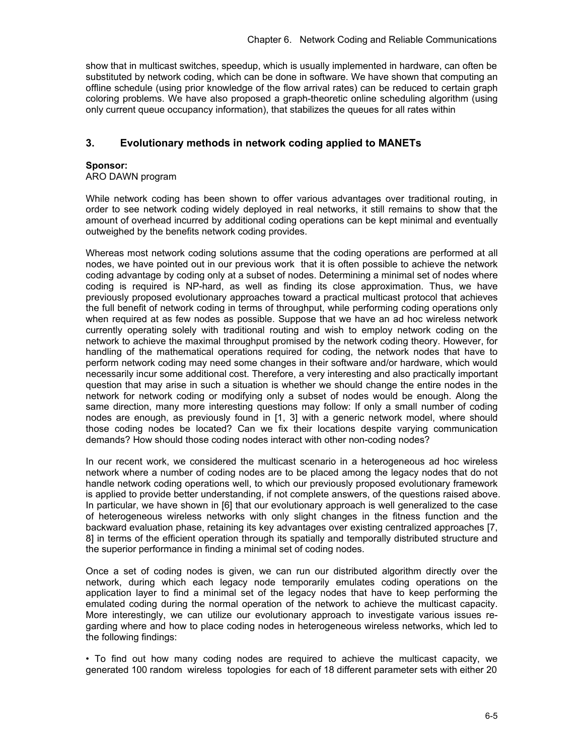show that in multicast switches, speedup, which is usually implemented in hardware, can often be substituted by network coding, which can be done in software. We have shown that computing an offline schedule (using prior knowledge of the flow arrival rates) can be reduced to certain graph coloring problems. We have also proposed a graph-theoretic online scheduling algorithm (using only current queue occupancy information), that stabilizes the queues for all rates within

## 3. Evolutionary methods in network coding applied to MANETs

**Sponsor:**
ARO DAWN program

While network coding has been shown to offer various advantages over traditional routing, in order to see network coding widely deployed in real networks, it still remains to show that the amount of overhead incurred by additional coding operations can be kept minimal and eventually outweighed by the benefits network coding provides.

Whereas most network coding solutions assume that the coding operations are performed at all nodes, we have pointed out in our previous work that it is often possible to achieve the network coding advantage by coding only at a subset of nodes. Determining a minimal set of nodes where coding is required is NP-hard, as well as finding its close approximation. Thus, we have previously proposed evolutionary approaches toward a practical multicast protocol that achieves the full benefit of network coding in terms of throughput, while performing coding operations only when required at as few nodes as possible. Suppose that we have an ad hoc wireless network currently operating solely with traditional routing and wish to employ network coding on the network to achieve the maximal throughput promised by the network coding theory. However, for handling of the mathematical operations required for coding, the network nodes that have to perform network coding may need some changes in their software and/or hardware, which would necessarily incur some additional cost. Therefore, a very interesting and also practically important question that may arise in such a situation is whether we should change the entire nodes in the network for network coding or modifying only a subset of nodes would be enough. Along the same direction, many more interesting questions may follow: If only a small number of coding nodes are enough, as previously found in [1, 3] with a generic network model, where should those coding nodes be located? Can we fix their locations despite varying communication demands? How should those coding nodes interact with other non-coding nodes?

In our recent work, we considered the multicast scenario in a heterogeneous ad hoc wireless network where a number of coding nodes are to be placed among the legacy nodes that do not handle network coding operations well, to which our previously proposed evolutionary framework is applied to provide better understanding, if not complete answers, of the questions raised above. In particular, we have shown in [6] that our evolutionary approach is well generalized to the case of heterogeneous wireless networks with only slight changes in the fitness function and the backward evaluation phase, retaining its key advantages over existing centralized approaches [7, 8] in terms of the efficient operation through its spatially and temporally distributed structure and the superior performance in finding a minimal set of coding nodes.

Once a set of coding nodes is given, we can run our distributed algorithm directly over the network, during which each legacy node temporarily emulates coding operations on the application layer to find a minimal set of the legacy nodes that have to keep performing the emulated coding during the normal operation of the network to achieve the multicast capacity. More interestingly, we can utilize our evolutionary approach to investigate various issues regarding where and how to place coding nodes in heterogeneous wireless networks, which led to the following findings:

• To find out how many coding nodes are required to achieve the multicast capacity, we generated 100 random wireless topologies for each of 18 different parameter sets with either 20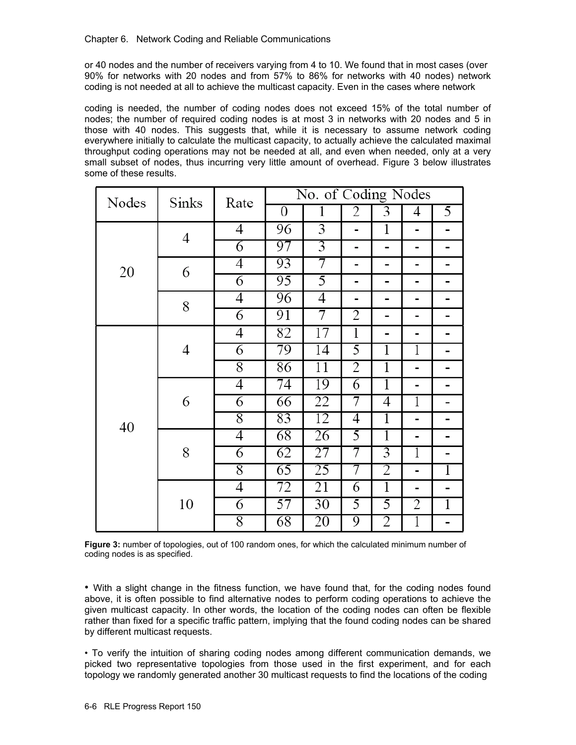or 40 nodes and the number of receivers varying from 4 to 10. We found that in most cases (over 90% for networks with 20 nodes and from 57% to 86% for networks with 40 nodes) network coding is not needed at all to achieve the multicast capacity. Even in the cases where network

coding is needed, the number of coding nodes does not exceed 15% of the total number of nodes; the number of required coding nodes is at most 3 in networks with 20 nodes and 5 in those with 40 nodes. This suggests that, while it is necessary to assume network coding everywhere initially to calculate the multicast capacity, to actually achieve the calculated maximal throughput coding operations may not be needed at all, and even when needed, only at a very small subset of nodes, thus incurring very little amount of overhead. Figure 3 below illustrates some of these results.

| Nodes | Sinks | Rate | No. of Coding Nodes | | | | | |
|---|---|---|---|---|---|---|---|---|
| | | | 0 | 1 | 2 | 3 | 4 | 5 |
| 20 | 4 | 4 | 96 | 3 | - | 1 | - | - |
| | | 6 | 97 | 3 | - | - | - | - |
| | 6 | 4 | 93 | 7 | - | - | - | - |
| | | 6 | 95 | 5 | - | - | - | - |
| | 8 | 4 | 96 | 4 | - | - | - | - |
| | | 6 | 91 | 7 | 2 | - | - | - |
| 40 | 4 | 4 | 82 | 17 | 1 | - | - | - |
| | | 6 | 79 | 14 | 5 | 1 | 1 | - |
| | | 8 | 86 | 11 | 2 | 1 | - | - |
| | 6 | 4 | 74 | 19 | 6 | 1 | - | - |
| | | 6 | 66 | 22 | 7 | 4 | 1 | - |
| | | 8 | 83 | 12 | 4 | 1 | - | - |
| | 8 | 4 | 68 | 26 | 5 | 1 | - | - |
| | | 6 | 62 | 27 | 7 | 3 | 1 | - |
| | | 8 | 65 | 25 | 7 | 2 | - | 1 |
| | 10 | 4 | 72 | 21 | 6 | 1 | - | - |
| | | 6 | 57 | 30 | 5 | 5 | 2 | 1 |
| | | 8 | 68 | 20 | 9 | 2 | 1 | - |

**Figure 3:** number of topologies, out of 100 random ones, for which the calculated minimum number of coding nodes is as specified.

- With a slight change in the fitness function, we have found that, for the coding nodes found above, it is often possible to find alternative nodes to perform coding operations to achieve the given multicast capacity. In other words, the location of the coding nodes can often be flexible rather than fixed for a specific traffic pattern, implying that the found coding nodes can be shared by different multicast requests.

- To verify the intuition of sharing coding nodes among different communication demands, we picked two representative topologies from those used in the first experiment, and for each topology we randomly generated another 30 multicast requests to find the locations of the coding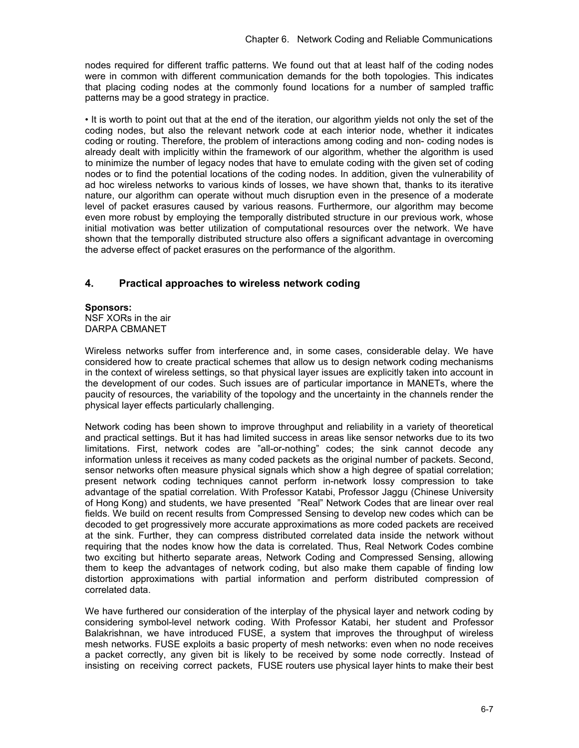nodes required for different traffic patterns. We found out that at least half of the coding nodes were in common with different communication demands for the both topologies. This indicates that placing coding nodes at the commonly found locations for a number of sampled traffic patterns may be a good strategy in practice.

• It is worth to point out that at the end of the iteration, our algorithm yields not only the set of the coding nodes, but also the relevant network code at each interior node, whether it indicates coding or routing. Therefore, the problem of interactions among coding and non- coding nodes is already dealt with implicitly within the framework of our algorithm, whether the algorithm is used to minimize the number of legacy nodes that have to emulate coding with the given set of coding nodes or to find the potential locations of the coding nodes. In addition, given the vulnerability of ad hoc wireless networks to various kinds of losses, we have shown that, thanks to its iterative nature, our algorithm can operate without much disruption even in the presence of a moderate level of packet erasures caused by various reasons. Furthermore, our algorithm may become even more robust by employing the temporally distributed structure in our previous work, whose initial motivation was better utilization of computational resources over the network. We have shown that the temporally distributed structure also offers a significant advantage in overcoming the adverse effect of packet erasures on the performance of the algorithm.

## 4. Practical approaches to wireless network coding

**Sponsors:**
NSF XORs in the air
DARPA CBMANET

Wireless networks suffer from interference and, in some cases, considerable delay. We have considered how to create practical schemes that allow us to design network coding mechanisms in the context of wireless settings, so that physical layer issues are explicitly taken into account in the development of our codes. Such issues are of particular importance in MANETs, where the paucity of resources, the variability of the topology and the uncertainty in the channels render the physical layer effects particularly challenging.

Network coding has been shown to improve throughput and reliability in a variety of theoretical and practical settings. But it has had limited success in areas like sensor networks due to its two limitations. First, network codes are ”all-or-nothing” codes; the sink cannot decode any information unless it receives as many coded packets as the original number of packets. Second, sensor networks often measure physical signals which show a high degree of spatial correlation; present network coding techniques cannot perform in-network lossy compression to take advantage of the spatial correlation. With Professor Katabi, Professor Jaggu (Chinese University of Hong Kong) and students, we have presented ”Real” Network Codes that are linear over real fields. We build on recent results from Compressed Sensing to develop new codes which can be decoded to get progressively more accurate approximations as more coded packets are received at the sink. Further, they can compress distributed correlated data inside the network without requiring that the nodes know how the data is correlated. Thus, Real Network Codes combine two exciting but hitherto separate areas, Network Coding and Compressed Sensing, allowing them to keep the advantages of network coding, but also make them capable of finding low distortion approximations with partial information and perform distributed compression of correlated data.

We have furthered our consideration of the interplay of the physical layer and network coding by considering symbol-level network coding. With Professor Katabi, her student and Professor Balakrishnan, we have introduced FUSE, a system that improves the throughput of wireless mesh networks. FUSE exploits a basic property of mesh networks: even when no node receives a packet correctly, any given bit is likely to be received by some node correctly. Instead of insisting on receiving correct packets, FUSE routers use physical layer hints to make their best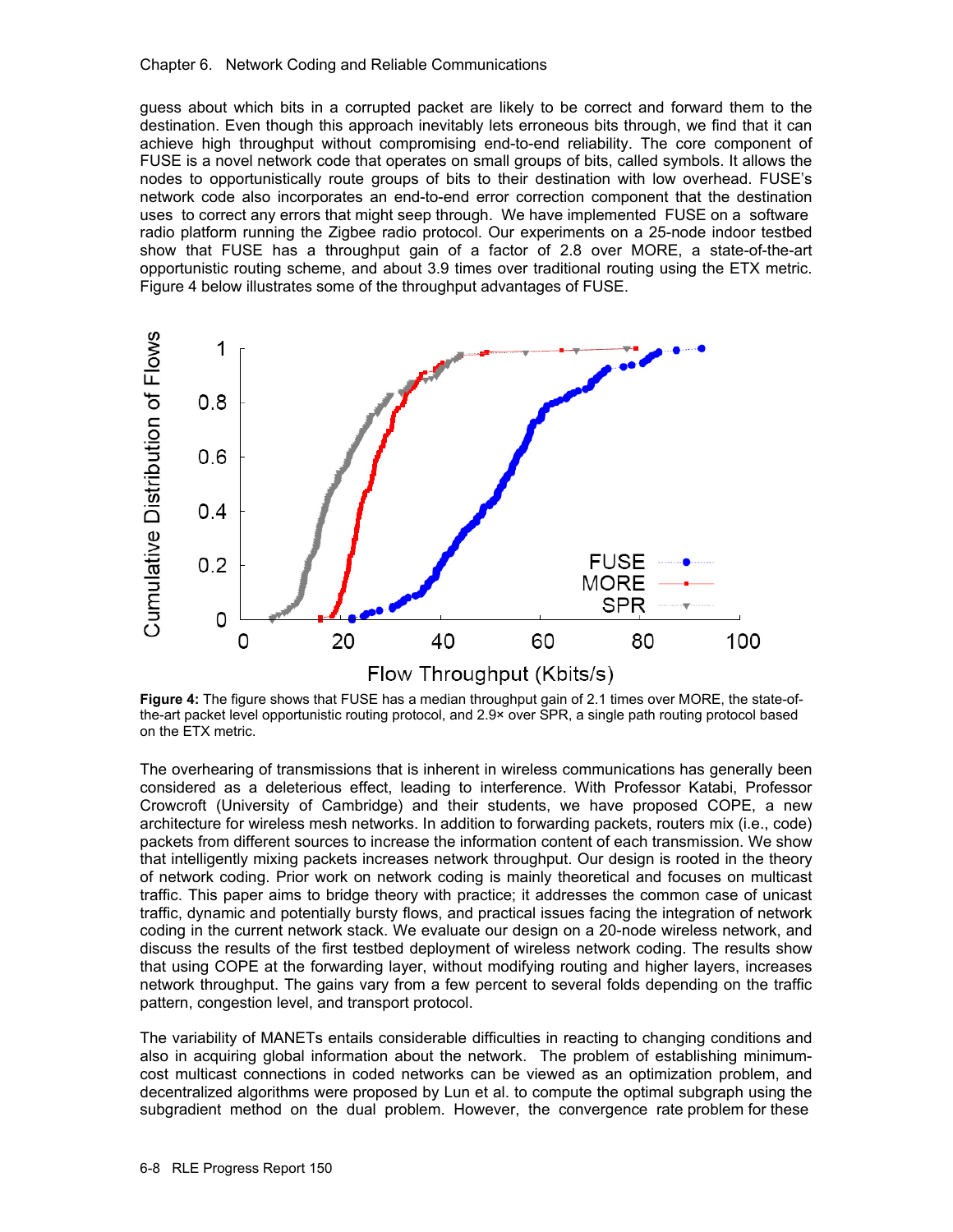guess about which bits in a corrupted packet are likely to be correct and forward them to the destination. Even though this approach inevitably lets erroneous bits through, we find that it can achieve high throughput without compromising end-to-end reliability. The core component of FUSE is a novel network code that operates on small groups of bits, called symbols. It allows the nodes to opportunistically route groups of bits to their destination with low overhead. FUSE's network code also incorporates an end-to-end error correction component that the destination uses to correct any errors that might seep through. We have implemented FUSE on a software radio platform running the Zigbee radio protocol. Our experiments on a 25-node indoor testbed show that FUSE has a throughput gain of a factor of 2.8 over MORE, a state-of-the-art opportunistic routing scheme, and about 3.9 times over traditional routing using the ETX metric. Figure 4 below illustrates some of the throughput advantages of FUSE.

**Figure 4:** The figure shows that FUSE has a median throughput gain of 2.1 times over MORE, the state-of-the-art packet level opportunistic routing protocol, and 2.9× over SPR, a single path routing protocol based on the ETX metric.

The overhearing of transmissions that is inherent in wireless communications has generally been considered as a deleterious effect, leading to interference. With Professor Katabi, Professor Crowcroft (University of Cambridge) and their students, we have proposed COPE, a new architecture for wireless mesh networks. In addition to forwarding packets, routers mix (i.e., code) packets from different sources to increase the information content of each transmission. We show that intelligently mixing packets increases network throughput. Our design is rooted in the theory of network coding. Prior work on network coding is mainly theoretical and focuses on multicast traffic. This paper aims to bridge theory with practice; it addresses the common case of unicast traffic, dynamic and potentially bursty flows, and practical issues facing the integration of network coding in the current network stack. We evaluate our design on a 20-node wireless network, and discuss the results of the first testbed deployment of wireless network coding. The results show that using COPE at the forwarding layer, without modifying routing and higher layers, increases network throughput. The gains vary from a few percent to several folds depending on the traffic pattern, congestion level, and transport protocol.

The variability of MANETs entails considerable difficulties in reacting to changing conditions and also in acquiring global information about the network. The problem of establishing minimum-cost multicast connections in coded networks can be viewed as an optimization problem, and decentralized algorithms were proposed by Lun et al. to compute the optimal subgraph using the subgradient method on the dual problem. However, the convergence rate problem for these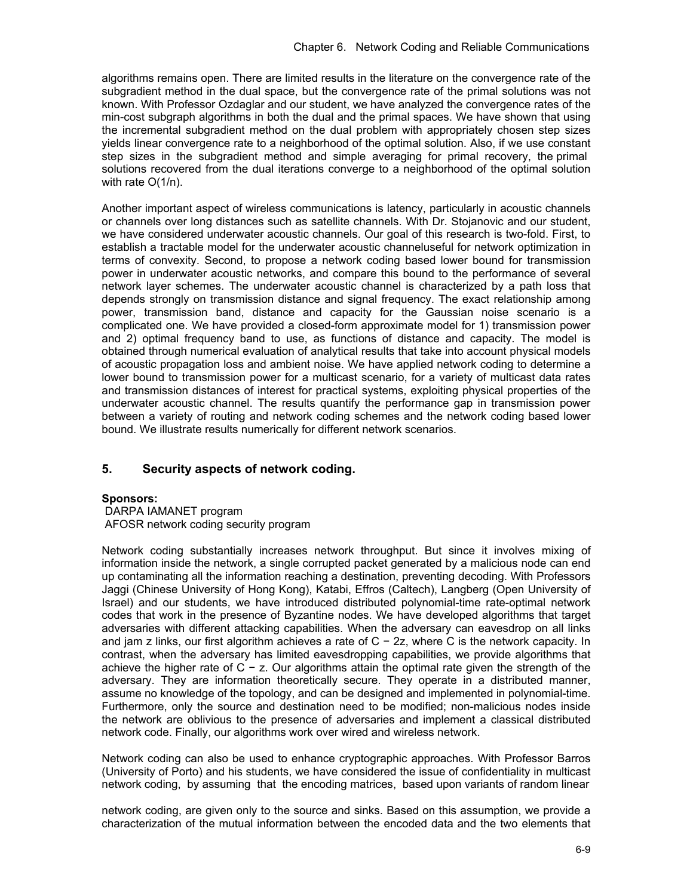algorithms remains open. There are limited results in the literature on the convergence rate of the subgradient method in the dual space, but the convergence rate of the primal solutions was not known. With Professor Ozdaglar and our student, we have analyzed the convergence rates of the min-cost subgraph algorithms in both the dual and the primal spaces. We have shown that using the incremental subgradient method on the dual problem with appropriately chosen step sizes yields linear convergence rate to a neighborhood of the optimal solution. Also, if we use constant step sizes in the subgradient method and simple averaging for primal recovery, the primal solutions recovered from the dual iterations converge to a neighborhood of the optimal solution with rate $O(1/n)$.

Another important aspect of wireless communications is latency, particularly in acoustic channels or channels over long distances such as satellite channels. With Dr. Stojanovic and our student, we have considered underwater acoustic channels. Our goal of this research is two-fold. First, to establish a tractable model for the underwater acoustic channeluseful for network optimization in terms of convexity. Second, to propose a network coding based lower bound for transmission power in underwater acoustic networks, and compare this bound to the performance of several network layer schemes. The underwater acoustic channel is characterized by a path loss that depends strongly on transmission distance and signal frequency. The exact relationship among power, transmission band, distance and capacity for the Gaussian noise scenario is a complicated one. We have provided a closed-form approximate model for 1) transmission power and 2) optimal frequency band to use, as functions of distance and capacity. The model is obtained through numerical evaluation of analytical results that take into account physical models of acoustic propagation loss and ambient noise. We have applied network coding to determine a lower bound to transmission power for a multicast scenario, for a variety of multicast data rates and transmission distances of interest for practical systems, exploiting physical properties of the underwater acoustic channel. The results quantify the performance gap in transmission power between a variety of routing and network coding schemes and the network coding based lower bound. We illustrate results numerically for different network scenarios.

## 5. Security aspects of network coding.

**Sponsors:**
DARPA IAMANET program
AFOSR network coding security program

Network coding substantially increases network throughput. But since it involves mixing of information inside the network, a single corrupted packet generated by a malicious node can end up contaminating all the information reaching a destination, preventing decoding. With Professors Jaggi (Chinese University of Hong Kong), Katabi, Effros (Caltech), Langberg (Open University of Israel) and our students, we have introduced distributed polynomial-time rate-optimal network codes that work in the presence of Byzantine nodes. We have developed algorithms that target adversaries with different attacking capabilities. When the adversary can eavesdrop on all links and jam $z$ links, our first algorithm achieves a rate of $C - 2z$, where $C$ is the network capacity. In contrast, when the adversary has limited eavesdropping capabilities, we provide algorithms that achieve the higher rate of $C - z$. Our algorithms attain the optimal rate given the strength of the adversary. They are information theoretically secure. They operate in a distributed manner, assume no knowledge of the topology, and can be designed and implemented in polynomial-time. Furthermore, only the source and destination need to be modified; non-malicious nodes inside the network are oblivious to the presence of adversaries and implement a classical distributed network code. Finally, our algorithms work over wired and wireless network.

Network coding can also be used to enhance cryptographic approaches. With Professor Barros (University of Porto) and his students, we have considered the issue of confidentiality in multicast network coding, by assuming that the encoding matrices, based upon variants of random linear network coding, are given only to the source and sinks. Based on this assumption, we provide a characterization of the mutual information between the encoded data and the two elements that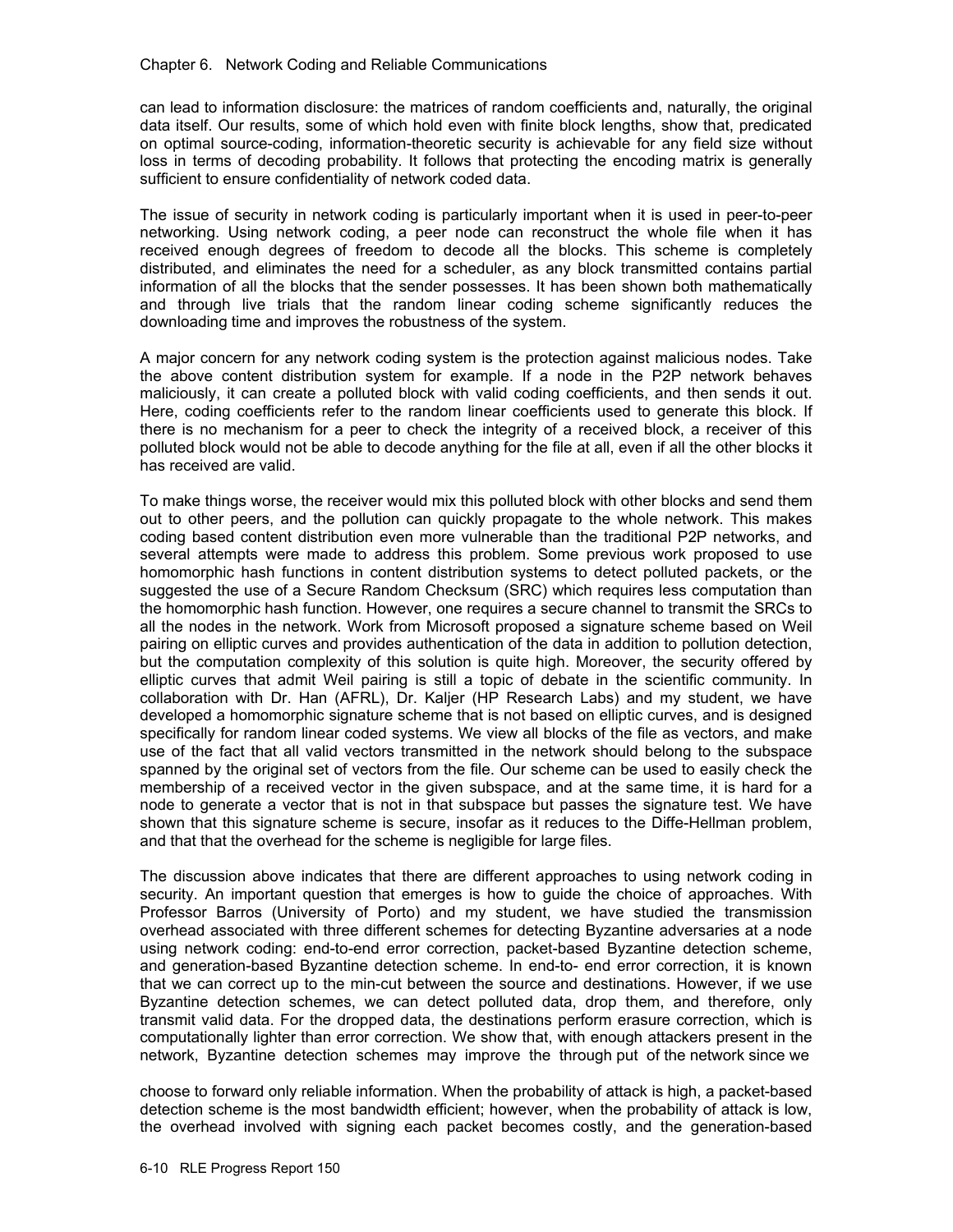can lead to information disclosure: the matrices of random coefficients and, naturally, the original data itself. Our results, some of which hold even with finite block lengths, show that, predicated on optimal source-coding, information-theoretic security is achievable for any field size without loss in terms of decoding probability. It follows that protecting the encoding matrix is generally sufficient to ensure confidentiality of network coded data.

The issue of security in network coding is particularly important when it is used in peer-to-peer networking. Using network coding, a peer node can reconstruct the whole file when it has received enough degrees of freedom to decode all the blocks. This scheme is completely distributed, and eliminates the need for a scheduler, as any block transmitted contains partial information of all the blocks that the sender possesses. It has been shown both mathematically and through live trials that the random linear coding scheme significantly reduces the downloading time and improves the robustness of the system.

A major concern for any network coding system is the protection against malicious nodes. Take the above content distribution system for example. If a node in the P2P network behaves maliciously, it can create a polluted block with valid coding coefficients, and then sends it out. Here, coding coefficients refer to the random linear coefficients used to generate this block. If there is no mechanism for a peer to check the integrity of a received block, a receiver of this polluted block would not be able to decode anything for the file at all, even if all the other blocks it has received are valid.

To make things worse, the receiver would mix this polluted block with other blocks and send them out to other peers, and the pollution can quickly propagate to the whole network. This makes coding based content distribution even more vulnerable than the traditional P2P networks, and several attempts were made to address this problem. Some previous work proposed to use homomorphic hash functions in content distribution systems to detect polluted packets, or the suggested the use of a Secure Random Checksum (SRC) which requires less computation than the homomorphic hash function. However, one requires a secure channel to transmit the SRCs to all the nodes in the network. Work from Microsoft proposed a signature scheme based on Weil pairing on elliptic curves and provides authentication of the data in addition to pollution detection, but the computation complexity of this solution is quite high. Moreover, the security offered by elliptic curves that admit Weil pairing is still a topic of debate in the scientific community. In collaboration with Dr. Han (AFRL), Dr. Kaljer (HP Research Labs) and my student, we have developed a homomorphic signature scheme that is not based on elliptic curves, and is designed specifically for random linear coded systems. We view all blocks of the file as vectors, and make use of the fact that all valid vectors transmitted in the network should belong to the subspace spanned by the original set of vectors from the file. Our scheme can be used to easily check the membership of a received vector in the given subspace, and at the same time, it is hard for a node to generate a vector that is not in that subspace but passes the signature test. We have shown that this signature scheme is secure, insofar as it reduces to the Diffe-Hellman problem, and that that the overhead for the scheme is negligible for large files.

The discussion above indicates that there are different approaches to using network coding in security. An important question that emerges is how to guide the choice of approaches. With Professor Barros (University of Porto) and my student, we have studied the transmission overhead associated with three different schemes for detecting Byzantine adversaries at a node using network coding: end-to-end error correction, packet-based Byzantine detection scheme, and generation-based Byzantine detection scheme. In end-to- end error correction, it is known that we can correct up to the min-cut between the source and destinations. However, if we use Byzantine detection schemes, we can detect polluted data, drop them, and therefore, only transmit valid data. For the dropped data, the destinations perform erasure correction, which is computationally lighter than error correction. We show that, with enough attackers present in the network, Byzantine detection schemes may improve the through put of the network since we choose to forward only reliable information. When the probability of attack is high, a packet-based detection scheme is the most bandwidth efficient; however, when the probability of attack is low, the overhead involved with signing each packet becomes costly, and the generation-based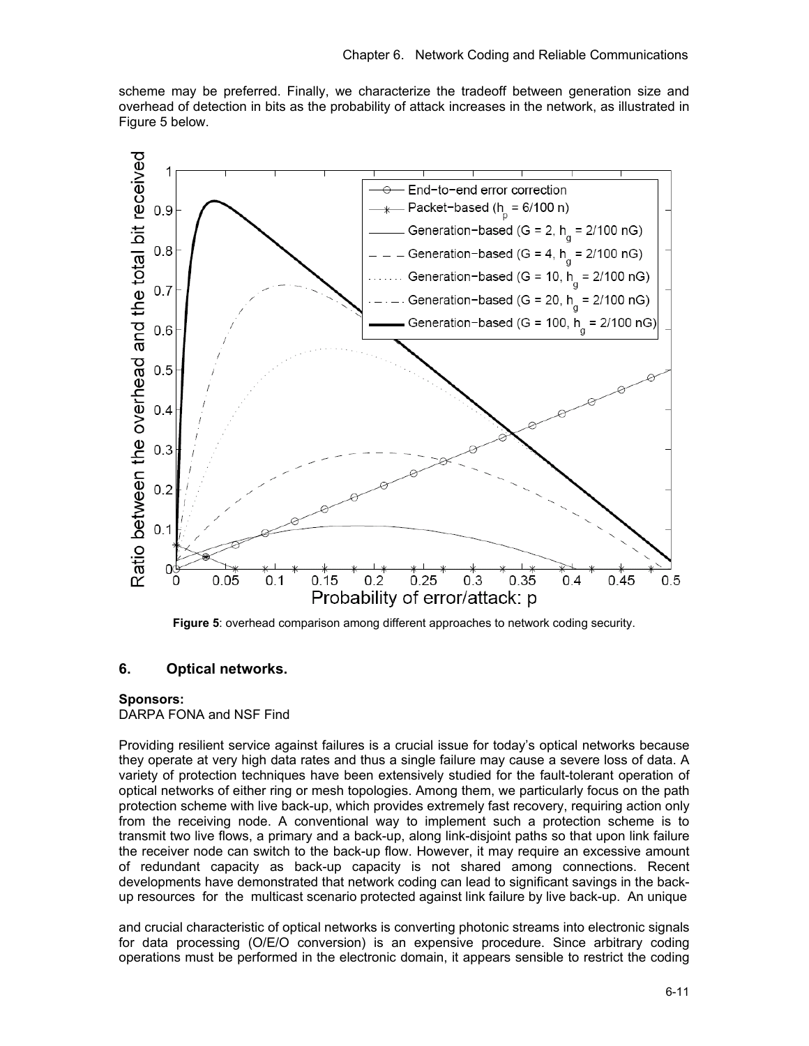scheme may be preferred. Finally, we characterize the tradeoff between generation size and overhead of detection in bits as the probability of attack increases in the network, as illustrated in Figure 5 below.

**Figure 5**: overhead comparison among different approaches to network coding security.

## 6. Optical networks.

**Sponsors:**
DARPA FONA and NSF Find

Providing resilient service against failures is a crucial issue for today's optical networks because they operate at very high data rates and thus a single failure may cause a severe loss of data. A variety of protection techniques have been extensively studied for the fault-tolerant operation of optical networks of either ring or mesh topologies. Among them, we particularly focus on the path protection scheme with live back-up, which provides extremely fast recovery, requiring action only from the receiving node. A conventional way to implement such a protection scheme is to transmit two live flows, a primary and a back-up, along link-disjoint paths so that upon link failure the receiver node can switch to the back-up flow. However, it may require an excessive amount of redundant capacity as back-up capacity is not shared among connections. Recent developments have demonstrated that network coding can lead to significant savings in the back-up resources for the multicast scenario protected against link failure by live back-up. An unique and crucial characteristic of optical networks is converting photonic streams into electronic signals for data processing (O/E/O conversion) is an expensive procedure. Since arbitrary coding operations must be performed in the electronic domain, it appears sensible to restrict the coding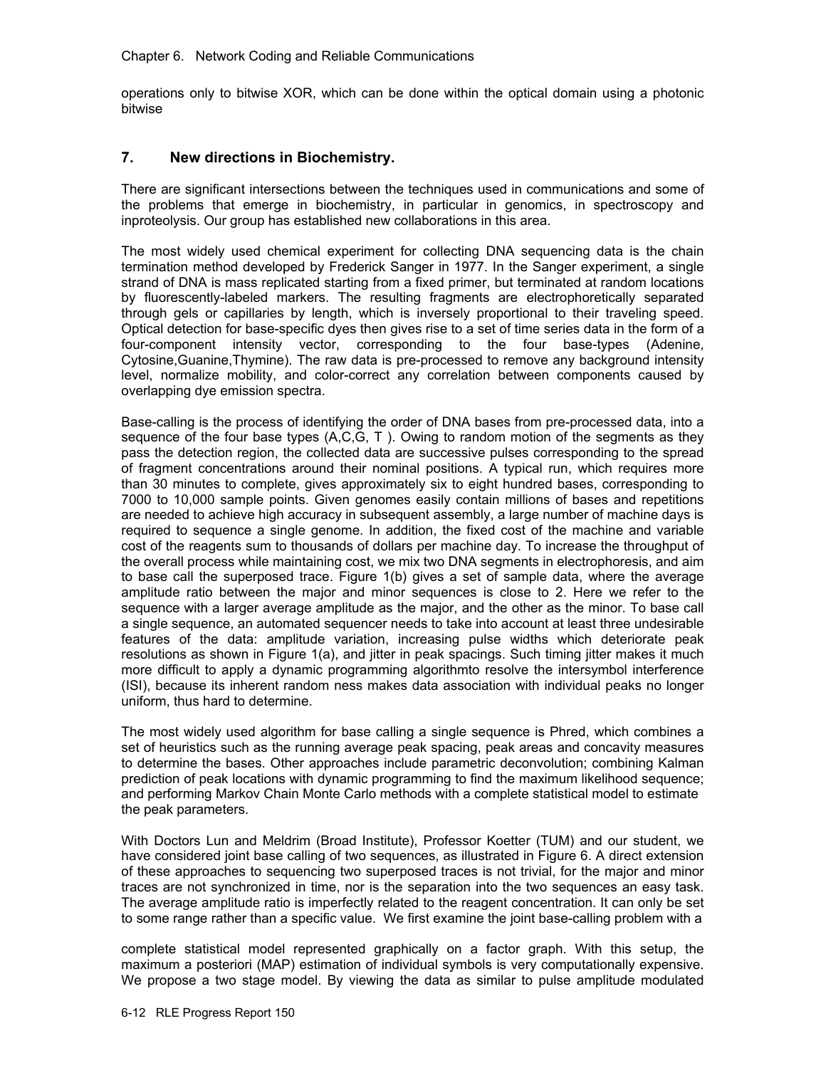operations only to bitwise XOR, which can be done within the optical domain using a photonic bitwise

## 7. New directions in Biochemistry.

There are significant intersections between the techniques used in communications and some of the problems that emerge in biochemistry, in particular in genomics, in spectroscopy and inproteolysis. Our group has established new collaborations in this area.

The most widely used chemical experiment for collecting DNA sequencing data is the chain termination method developed by Frederick Sanger in 1977. In the Sanger experiment, a single strand of DNA is mass replicated starting from a fixed primer, but terminated at random locations by fluorescently-labeled markers. The resulting fragments are electrophoretically separated through gels or capillaries by length, which is inversely proportional to their traveling speed. Optical detection for base-specific dyes then gives rise to a set of time series data in the form of a four-component intensity vector, corresponding to the four base-types (Adenine, Cytosine,Guanine,Thymine). The raw data is pre-processed to remove any background intensity level, normalize mobility, and color-correct any correlation between components caused by overlapping dye emission spectra.

Base-calling is the process of identifying the order of DNA bases from pre-processed data, into a sequence of the four base types (A,C,G, T ). Owing to random motion of the segments as they pass the detection region, the collected data are successive pulses corresponding to the spread of fragment concentrations around their nominal positions. A typical run, which requires more than 30 minutes to complete, gives approximately six to eight hundred bases, corresponding to 7000 to 10,000 sample points. Given genomes easily contain millions of bases and repetitions are needed to achieve high accuracy in subsequent assembly, a large number of machine days is required to sequence a single genome. In addition, the fixed cost of the machine and variable cost of the reagents sum to thousands of dollars per machine day. To increase the throughput of the overall process while maintaining cost, we mix two DNA segments in electrophoresis, and aim to base call the superposed trace. Figure 1(b) gives a set of sample data, where the average amplitude ratio between the major and minor sequences is close to 2. Here we refer to the sequence with a larger average amplitude as the major, and the other as the minor. To base call a single sequence, an automated sequencer needs to take into account at least three undesirable features of the data: amplitude variation, increasing pulse widths which deteriorate peak resolutions as shown in Figure 1(a), and jitter in peak spacings. Such timing jitter makes it much more difficult to apply a dynamic programming algorithmto resolve the intersymbol interference (ISI), because its inherent random ness makes data association with individual peaks no longer uniform, thus hard to determine.

The most widely used algorithm for base calling a single sequence is Phred, which combines a set of heuristics such as the running average peak spacing, peak areas and concavity measures to determine the bases. Other approaches include parametric deconvolution; combining Kalman prediction of peak locations with dynamic programming to find the maximum likelihood sequence; and performing Markov Chain Monte Carlo methods with a complete statistical model to estimate the peak parameters.

With Doctors Lun and Meldrim (Broad Institute), Professor Koetter (TUM) and our student, we have considered joint base calling of two sequences, as illustrated in Figure 6. A direct extension of these approaches to sequencing two superposed traces is not trivial, for the major and minor traces are not synchronized in time, nor is the separation into the two sequences an easy task. The average amplitude ratio is imperfectly related to the reagent concentration. It can only be set to some range rather than a specific value. We first examine the joint base-calling problem with a complete statistical model represented graphically on a factor graph. With this setup, the maximum a posteriori (MAP) estimation of individual symbols is very computationally expensive. We propose a two stage model. By viewing the data as similar to pulse amplitude modulated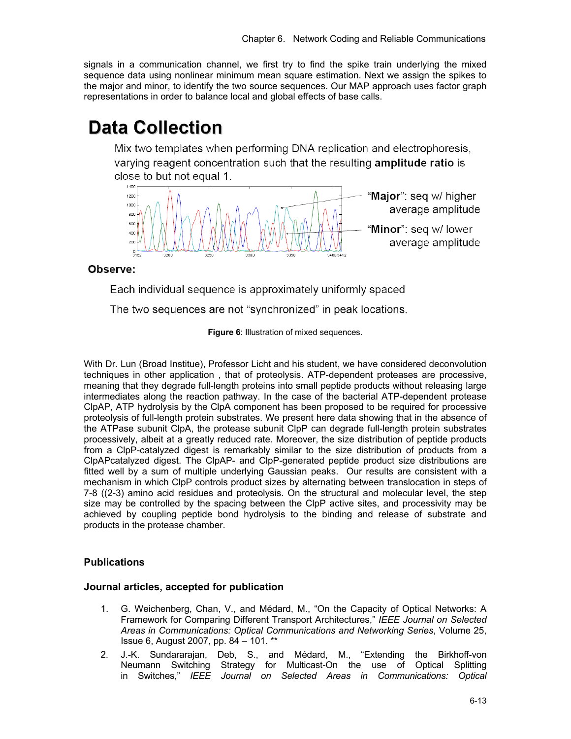signals in a communication channel, we first try to find the spike train underlying the mixed sequence data using nonlinear minimum mean square estimation. Next we assign the spikes to the major and minor, to identify the two source sequences. Our MAP approach uses factor graph representations in order to balance local and global effects of base calls.

## Data Collection

Mix two templates when performing DNA replication and electrophoresis, varying reagent concentration such that the resulting **amplitude ratio** is close to but not equal 1.

"**Major**": seq w/ higher average amplitude

"**Minor**": seq w/ lower average amplitude

**Observe:**

Each individual sequence is approximately uniformly spaced

The two sequences are not "synchronized" in peak locations.

**Figure 6**: Illustration of mixed sequences.

With Dr. Lun (Broad Institue), Professor Licht and his student, we have considered deconvolution techniques in other application , that of proteolysis. ATP-dependent proteases are processive, meaning that they degrade full-length proteins into small peptide products without releasing large intermediates along the reaction pathway. In the case of the bacterial ATP-dependent protease ClpAP, ATP hydrolysis by the ClpA component has been proposed to be required for processive proteolysis of full-length protein substrates. We present here data showing that in the absence of the ATPase subunit ClpA, the protease subunit ClpP can degrade full-length protein substrates processively, albeit at a greatly reduced rate. Moreover, the size distribution of peptide products from a ClpP-catalyzed digest is remarkably similar to the size distribution of products from a ClpAPcatalyzed digest. The ClpAP- and ClpP-generated peptide product size distributions are fitted well by a sum of multiple underlying Gaussian peaks. Our results are consistent with a mechanism in which ClpP controls product sizes by alternating between translocation in steps of 7-8 ((2-3) amino acid residues and proteolysis. On the structural and molecular level, the step size may be controlled by the spacing between the ClpP active sites, and processivity may be achieved by coupling peptide bond hydrolysis to the binding and release of substrate and products in the protease chamber.

### Publications

### Journal articles, accepted for publication

1. G. Weichenberg, Chan, V., and Médard, M., "On the Capacity of Optical Networks: A Framework for Comparing Different Transport Architectures," *IEEE Journal on Selected Areas in Communications: Optical Communications and Networking Series*, Volume 25, Issue 6, August 2007, pp. 84 – 101. **
2. J.-K. Sundararajan, Deb, S., and Médard, M., "Extending the Birkhoff-von Neumann Switching Strategy for Multicast-On the use of Optical Splitting in Switches," *IEEE Journal on Selected Areas in Communications: Optical*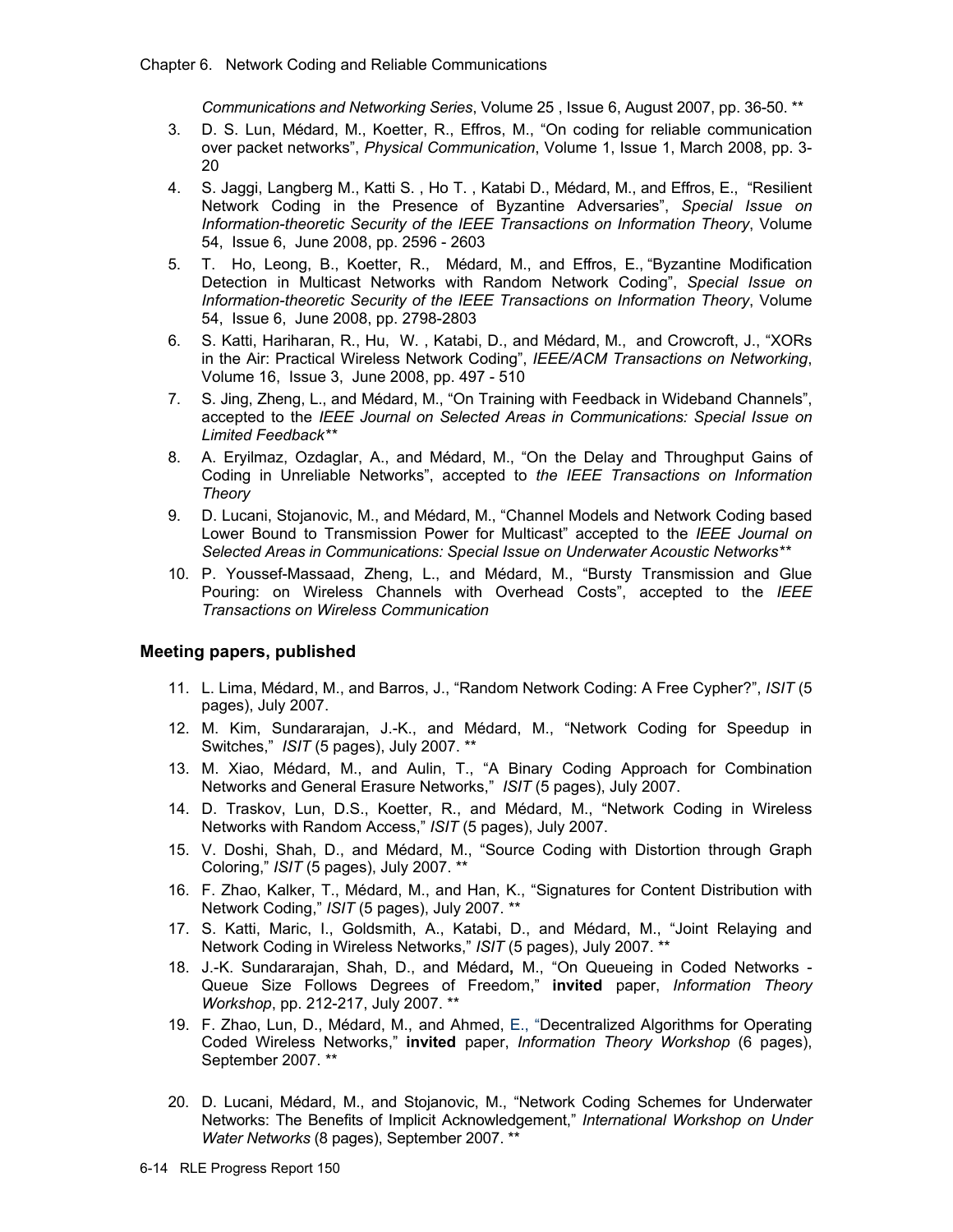*Communications and Networking Series*, Volume 25 , Issue 6, August 2007, pp. 36-50. **

3. D. S. Lun, Médard, M., Koetter, R., Effros, M., “On coding for reliable communication over packet networks”, *Physical Communication*, Volume 1, Issue 1, March 2008, pp. 3-20
4. S. Jaggi, Langberg M., Katti S. , Ho T. , Katabi D., Médard, M., and Effros, E., “Resilient Network Coding in the Presence of Byzantine Adversaries”, *Special Issue on Information-theoretic Security of the IEEE Transactions on Information Theory*, Volume 54, Issue 6, June 2008, pp. 2596 - 2603
5. T. Ho, Leong, B., Koetter, R., Médard, M., and Effros, E., “Byzantine Modification Detection in Multicast Networks with Random Network Coding”, *Special Issue on Information-theoretic Security of the IEEE Transactions on Information Theory*, Volume 54, Issue 6, June 2008, pp. 2798-2803
6. S. Katti, Hariharan, R., Hu, W. , Katabi, D., and Médard, M., and Crowcroft, J., “XORs in the Air: Practical Wireless Network Coding”, *IEEE/ACM Transactions on Networking*, Volume 16, Issue 3, June 2008, pp. 497 - 510
7. S. Jing, Zheng, L., and Médard, M., “On Training with Feedback in Wideband Channels”, accepted to the *IEEE Journal on Selected Areas in Communications: Special Issue on Limited Feedback***
8. A. Eryilmaz, Ozdaglar, A., and Médard, M., “On the Delay and Throughput Gains of Coding in Unreliable Networks”, accepted to *the IEEE Transactions on Information Theory*
9. D. Lucani, Stojanovic, M., and Médard, M., “Channel Models and Network Coding based Lower Bound to Transmission Power for Multicast” accepted to the *IEEE Journal on Selected Areas in Communications: Special Issue on Underwater Acoustic Networks***
10. P. Youssef-Massaad, Zheng, L., and Médard, M., “Bursty Transmission and Glue Pouring: on Wireless Channels with Overhead Costs”, accepted to the *IEEE Transactions on Wireless Communication*

### Meeting papers, published

11. L. Lima, Médard, M., and Barros, J., “Random Network Coding: A Free Cypher?”, *ISIT* (5 pages), July 2007.
12. M. Kim, Sundararajan, J.-K., and Médard, M., “Network Coding for Speedup in Switches,” *ISIT* (5 pages), July 2007. **
13. M. Xiao, Médard, M., and Aulin, T., “A Binary Coding Approach for Combination Networks and General Erasure Networks,” *ISIT* (5 pages), July 2007.
14. D. Traskov, Lun, D.S., Koetter, R., and Médard, M., “Network Coding in Wireless Networks with Random Access,” *ISIT* (5 pages), July 2007.
15. V. Doshi, Shah, D., and Médard, M., “Source Coding with Distortion through Graph Coloring,” *ISIT* (5 pages), July 2007. **
16. F. Zhao, Kalker, T., Médard, M., and Han, K., “Signatures for Content Distribution with Network Coding,” *ISIT* (5 pages), July 2007. **
17. S. Katti, Maric, I., Goldsmith, A., Katabi, D., and Médard, M., “Joint Relaying and Network Coding in Wireless Networks,” *ISIT* (5 pages), July 2007. **
18. J.-K. Sundararajan, Shah, D., and Médard, M., “On Queueing in Coded Networks - Queue Size Follows Degrees of Freedom,” **invited** paper, *Information Theory Workshop*, pp. 212-217, July 2007. **
19. F. Zhao, Lun, D., Médard, M., and Ahmed, E., “Decentralized Algorithms for Operating Coded Wireless Networks,” **invited** paper, *Information Theory Workshop* (6 pages), September 2007. **
20. D. Lucani, Médard, M., and Stojanovic, M., “Network Coding Schemes for Underwater Networks: The Benefits of Implicit Acknowledgement,” *International Workshop on Under Water Networks* (8 pages), September 2007. **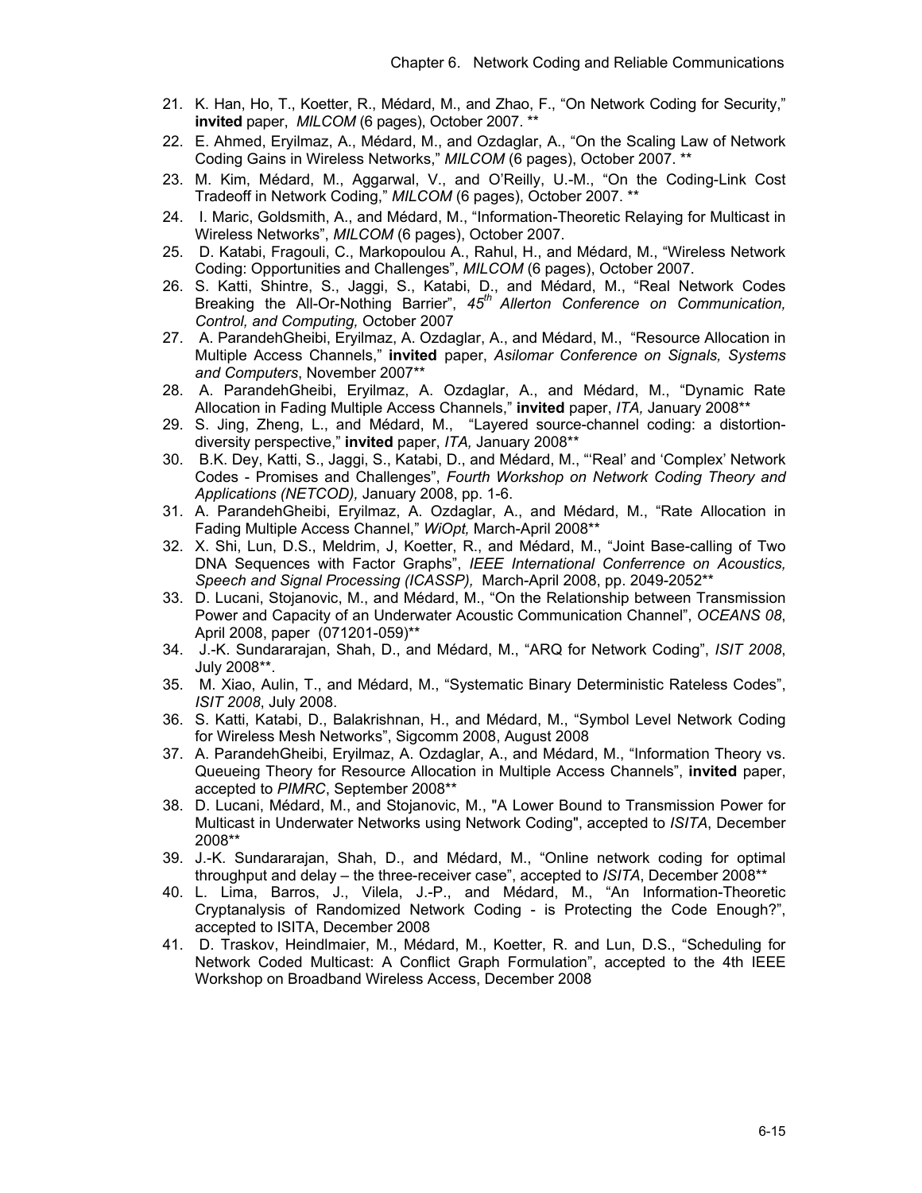21. K. Han, Ho, T., Koetter, R., Médard, M., and Zhao, F., "On Network Coding for Security," **invited** paper, *MILCOM* (6 pages), October 2007. **
22. E. Ahmed, Eryilmaz, A., Médard, M., and Ozdaglar, A., "On the Scaling Law of Network Coding Gains in Wireless Networks," *MILCOM* (6 pages), October 2007. **
23. M. Kim, Médard, M., Aggarwal, V., and O'Reilly, U.-M., "On the Coding-Link Cost Tradeoff in Network Coding," *MILCOM* (6 pages), October 2007. **
24. I. Maric, Goldsmith, A., and Médard, M., "Information-Theoretic Relaying for Multicast in Wireless Networks", *MILCOM* (6 pages), October 2007.
25. D. Katabi, Fragouli, C., Markopoulou A., Rahul, H., and Médard, M., "Wireless Network Coding: Opportunities and Challenges", *MILCOM* (6 pages), October 2007.
26. S. Katti, Shintre, S., Jaggi, S., Katabi, D., and Médard, M., "Real Network Codes Breaking the All-Or-Nothing Barrier", *45th Allerton Conference on Communication, Control, and Computing,* October 2007
27. A. ParandehGheibi, Eryilmaz, A. Ozdaglar, A., and Médard, M., "Resource Allocation in Multiple Access Channels," **invited** paper, *Asilomar Conference on Signals, Systems and Computers*, November 2007**
28. A. ParandehGheibi, Eryilmaz, A. Ozdaglar, A., and Médard, M., "Dynamic Rate Allocation in Fading Multiple Access Channels," **invited** paper, *ITA,* January 2008**
29. S. Jing, Zheng, L., and Médard, M., "Layered source-channel coding: a distortion-diversity perspective," **invited** paper, *ITA,* January 2008**
30. B.K. Dey, Katti, S., Jaggi, S., Katabi, D., and Médard, M., "'Real' and 'Complex' Network Codes - Promises and Challenges", *Fourth Workshop on Network Coding Theory and Applications (NETCOD),* January 2008, pp. 1-6.
31. A. ParandehGheibi, Eryilmaz, A. Ozdaglar, A., and Médard, M., "Rate Allocation in Fading Multiple Access Channel," *WiOpt,* March-April 2008**
32. X. Shi, Lun, D.S., Meldrim, J, Koetter, R., and Médard, M., "Joint Base-calling of Two DNA Sequences with Factor Graphs", *IEEE International Conferrence on Acoustics, Speech and Signal Processing (ICASSP),* March-April 2008, pp. 2049-2052**
33. D. Lucani, Stojanovic, M., and Médard, M., "On the Relationship between Transmission Power and Capacity of an Underwater Acoustic Communication Channel", *OCEANS 08*, April 2008, paper (071201-059)**
34. J.-K. Sundararajan, Shah, D., and Médard, M., "ARQ for Network Coding", *ISIT 2008*, July 2008**.
35. M. Xiao, Aulin, T., and Médard, M., "Systematic Binary Deterministic Rateless Codes", *ISIT 2008*, July 2008.
36. S. Katti, Katabi, D., Balakrishnan, H., and Médard, M., "Symbol Level Network Coding for Wireless Mesh Networks", Sigcomm 2008, August 2008
37. A. ParandehGheibi, Eryilmaz, A. Ozdaglar, A., and Médard, M., "Information Theory vs. Queueing Theory for Resource Allocation in Multiple Access Channels", **invited** paper, accepted to *PIMRC*, September 2008**
38. D. Lucani, Médard, M., and Stojanovic, M., "A Lower Bound to Transmission Power for Multicast in Underwater Networks using Network Coding", accepted to *ISITA*, December 2008**
39. J.-K. Sundararajan, Shah, D., and Médard, M., "Online network coding for optimal throughput and delay – the three-receiver case", accepted to *ISITA*, December 2008**
40. L. Lima, Barros, J., Vilela, J.-P., and Médard, M., "An Information-Theoretic Cryptanalysis of Randomized Network Coding - is Protecting the Code Enough?", accepted to ISITA, December 2008
41. D. Traskov, Heindlmaier, M., Médard, M., Koetter, R. and Lun, D.S., "Scheduling for Network Coded Multicast: A Conflict Graph Formulation", accepted to the 4th IEEE Workshop on Broadband Wireless Access, December 2008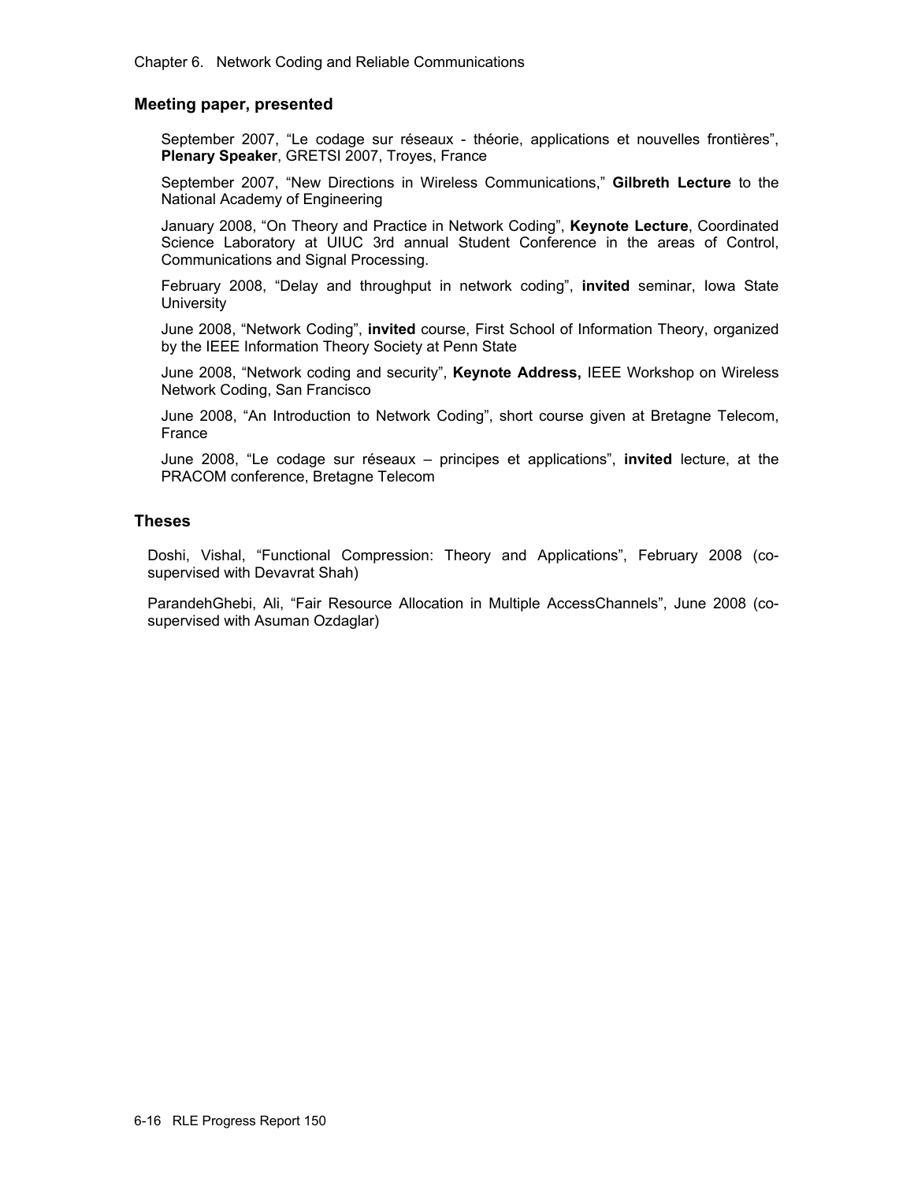### Meeting paper, presented

September 2007, “Le codage sur réseaux - théorie, applications et nouvelles frontières”, **Plenary Speaker**, GRETSI 2007, Troyes, France

September 2007, “New Directions in Wireless Communications,” **Gilbreth Lecture** to the National Academy of Engineering

January 2008, “On Theory and Practice in Network Coding”, **Keynote Lecture**, Coordinated Science Laboratory at UIUC 3rd annual Student Conference in the areas of Control, Communications and Signal Processing.

February 2008, “Delay and throughput in network coding”, **invited** seminar, Iowa State University

June 2008, “Network Coding”, **invited** course, First School of Information Theory, organized by the IEEE Information Theory Society at Penn State

June 2008, “Network coding and security”, **Keynote Address,** IEEE Workshop on Wireless Network Coding, San Francisco

June 2008, “An Introduction to Network Coding”, short course given at Bretagne Telecom, France

June 2008, “Le codage sur réseaux – principes et applications”, **invited** lecture, at the PRACOM conference, Bretagne Telecom

### Theses

Doshi, Vishal, “Functional Compression: Theory and Applications”, February 2008 (co-supervised with Devavrat Shah)

ParandehGhebi, Ali, “Fair Resource Allocation in Multiple AccessChannels”, June 2008 (co-supervised with Asuman Ozdaglar)